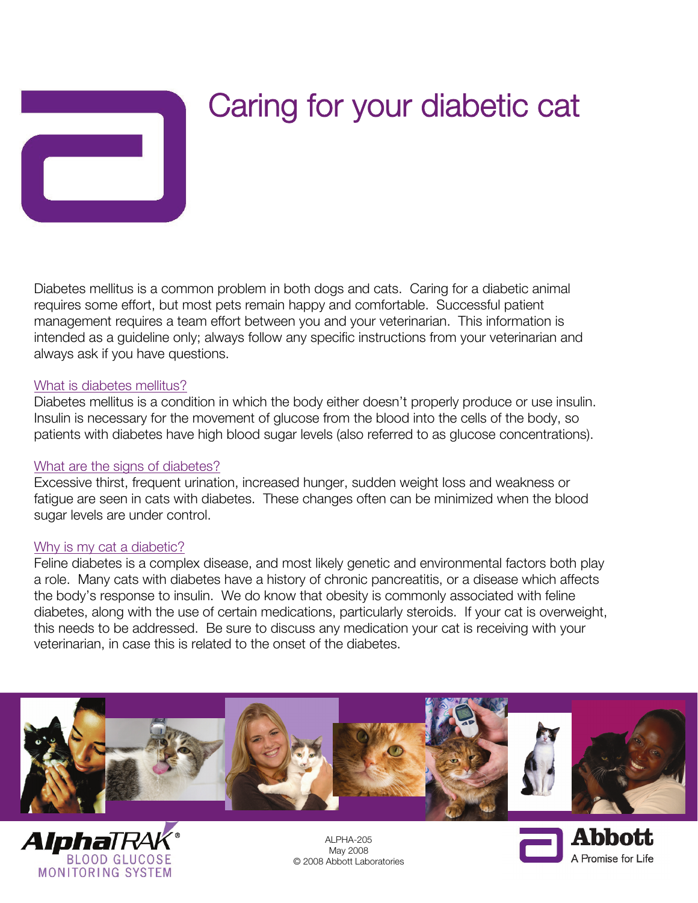# Caring for your diabetic cat

Diabetes mellitus is a common problem in both dogs and cats. Caring for a diabetic animal requires some effort, but most pets remain happy and comfortable. Successful patient management requires a team effort between you and your veterinarian. This information is intended as a guideline only; always follow any specific instructions from your veterinarian and always ask if you have questions.

## What is diabetes mellitus?

Diabetes mellitus is a condition in which the body either doesn't properly produce or use insulin. Insulin is necessary for the movement of glucose from the blood into the cells of the body, so patients with diabetes have high blood sugar levels (also referred to as glucose concentrations).

## What are the signs of diabetes?

Excessive thirst, frequent urination, increased hunger, sudden weight loss and weakness or fatigue are seen in cats with diabetes. These changes often can be minimized when the blood sugar levels are under control.

## Why is my cat a diabetic?

Feline diabetes is a complex disease, and most likely genetic and environmental factors both play a role. Many cats with diabetes have a history of chronic pancreatitis, or a disease which affects the body's response to insulin. We do know that obesity is commonly associated with feline diabetes, along with the use of certain medications, particularly steroids. If your cat is overweight, this needs to be addressed. Be sure to discuss any medication your cat is receiving with your veterinarian, in case this is related to the onset of the diabetes.

AlphaTRAK® BLOOD GLUCOSE MONITORING SYSTEM

ALPHA-205
May 2008
© 2008 Abbott Laboratories

Abbott
A Promise for Life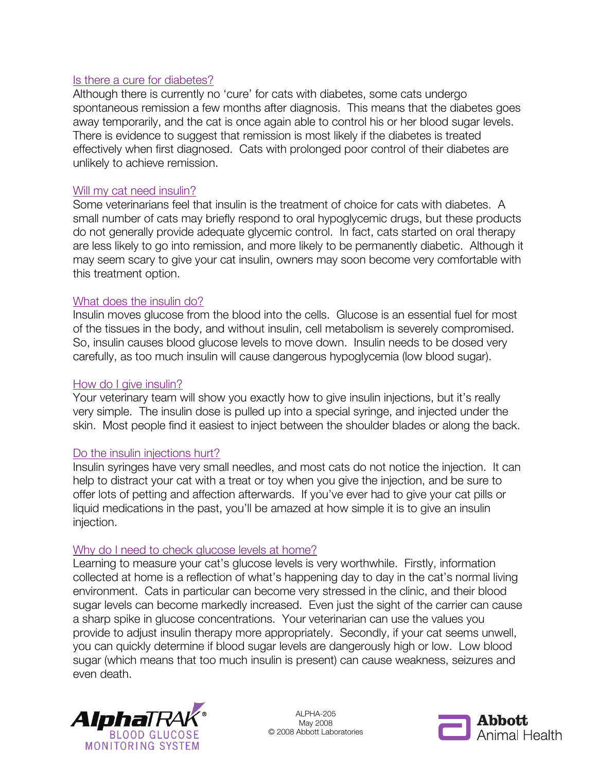## Is there a cure for diabetes?

Although there is currently no 'cure' for cats with diabetes, some cats undergo spontaneous remission a few months after diagnosis. This means that the diabetes goes away temporarily, and the cat is once again able to control his or her blood sugar levels. There is evidence to suggest that remission is most likely if the diabetes is treated effectively when first diagnosed. Cats with prolonged poor control of their diabetes are unlikely to achieve remission.

## Will my cat need insulin?

Some veterinarians feel that insulin is the treatment of choice for cats with diabetes. A small number of cats may briefly respond to oral hypoglycemic drugs, but these products do not generally provide adequate glycemic control. In fact, cats started on oral therapy are less likely to go into remission, and more likely to be permanently diabetic. Although it may seem scary to give your cat insulin, owners may soon become very comfortable with this treatment option.

## What does the insulin do?

Insulin moves glucose from the blood into the cells. Glucose is an essential fuel for most of the tissues in the body, and without insulin, cell metabolism is severely compromised. So, insulin causes blood glucose levels to move down. Insulin needs to be dosed very carefully, as too much insulin will cause dangerous hypoglycemia (low blood sugar).

## How do I give insulin?

Your veterinary team will show you exactly how to give insulin injections, but it's really very simple. The insulin dose is pulled up into a special syringe, and injected under the skin. Most people find it easiest to inject between the shoulder blades or along the back.

## Do the insulin injections hurt?

Insulin syringes have very small needles, and most cats do not notice the injection. It can help to distract your cat with a treat or toy when you give the injection, and be sure to offer lots of petting and affection afterwards. If you've ever had to give your cat pills or liquid medications in the past, you'll be amazed at how simple it is to give an insulin injection.

## Why do I need to check glucose levels at home?

Learning to measure your cat's glucose levels is very worthwhile. Firstly, information collected at home is a reflection of what's happening day to day in the cat's normal living environment. Cats in particular can become very stressed in the clinic, and their blood sugar levels can become markedly increased. Even just the sight of the carrier can cause a sharp spike in glucose concentrations. Your veterinarian can use the values you provide to adjust insulin therapy more appropriately. Secondly, if your cat seems unwell, you can quickly determine if blood sugar levels are dangerously high or low. Low blood sugar (which means that too much insulin is present) can cause weakness, seizures and even death.

AlphaTRAK® BLOOD GLUCOSE MONITORING SYSTEM

ALPHA-205
May 2008
© 2008 Abbott Laboratories

Abbott Animal Health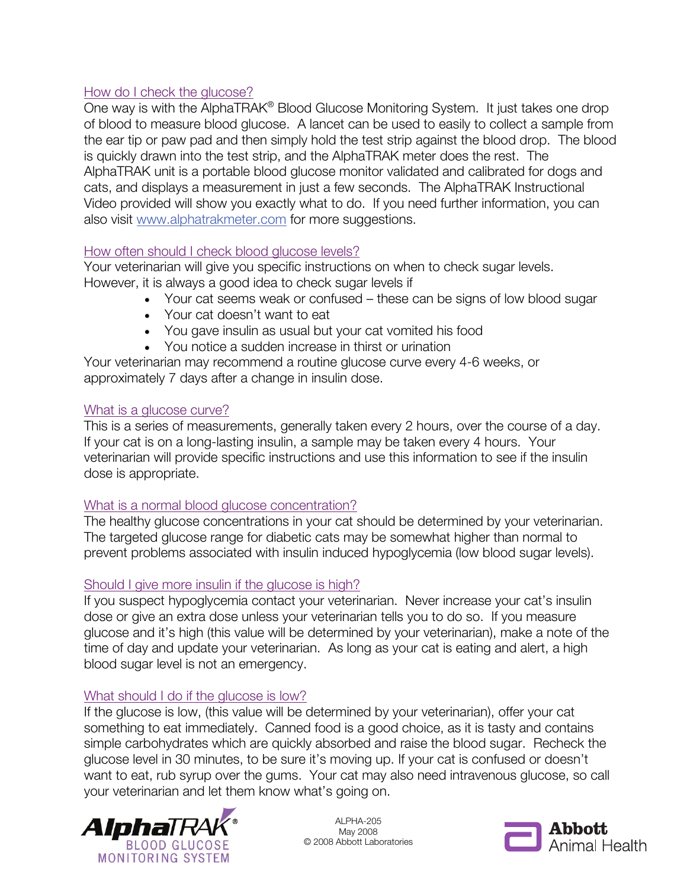## How do I check the glucose?

One way is with the AlphaTRAK® Blood Glucose Monitoring System. It just takes one drop of blood to measure blood glucose. A lancet can be used to easily to collect a sample from the ear tip or paw pad and then simply hold the test strip against the blood drop. The blood is quickly drawn into the test strip, and the AlphaTRAK meter does the rest. The AlphaTRAK unit is a portable blood glucose monitor validated and calibrated for dogs and cats, and displays a measurement in just a few seconds. The AlphaTRAK Instructional Video provided will show you exactly what to do. If you need further information, you can also visit www.alphatrakmeter.com for more suggestions.

## How often should I check blood glucose levels?

Your veterinarian will give you specific instructions on when to check sugar levels. However, it is always a good idea to check sugar levels if

- Your cat seems weak or confused – these can be signs of low blood sugar
- Your cat doesn't want to eat
- You gave insulin as usual but your cat vomited his food
- You notice a sudden increase in thirst or urination

Your veterinarian may recommend a routine glucose curve every 4-6 weeks, or approximately 7 days after a change in insulin dose.

## What is a glucose curve?

This is a series of measurements, generally taken every 2 hours, over the course of a day. If your cat is on a long-lasting insulin, a sample may be taken every 4 hours. Your veterinarian will provide specific instructions and use this information to see if the insulin dose is appropriate.

## What is a normal blood glucose concentration?

The healthy glucose concentrations in your cat should be determined by your veterinarian. The targeted glucose range for diabetic cats may be somewhat higher than normal to prevent problems associated with insulin induced hypoglycemia (low blood sugar levels).

## Should I give more insulin if the glucose is high?

If you suspect hypoglycemia contact your veterinarian. Never increase your cat's insulin dose or give an extra dose unless your veterinarian tells you to do so. If you measure glucose and it's high (this value will be determined by your veterinarian), make a note of the time of day and update your veterinarian. As long as your cat is eating and alert, a high blood sugar level is not an emergency.

## What should I do if the glucose is low?

If the glucose is low, (this value will be determined by your veterinarian), offer your cat something to eat immediately. Canned food is a good choice, as it is tasty and contains simple carbohydrates which are quickly absorbed and raise the blood sugar. Recheck the glucose level in 30 minutes, to be sure it's moving up. If your cat is confused or doesn't want to eat, rub syrup over the gums. Your cat may also need intravenous glucose, so call your veterinarian and let them know what's going on.

AlphaTRAK® BLOOD GLUCOSE MONITORING SYSTEM

ALPHA-205
May 2008
© 2008 Abbott Laboratories

Abbott Animal Health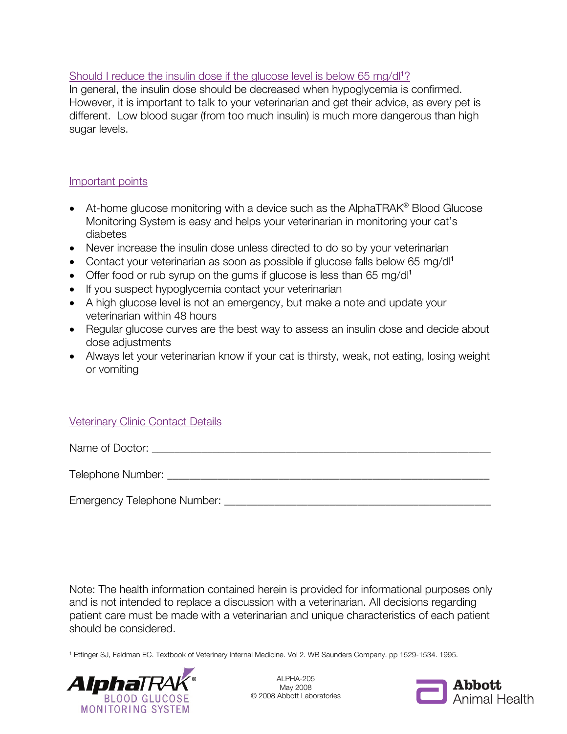## Should I reduce the insulin dose if the glucose level is below 65 mg/dl[1]?

In general, the insulin dose should be decreased when hypoglycemia is confirmed. However, it is important to talk to your veterinarian and get their advice, as every pet is different. Low blood sugar (from too much insulin) is much more dangerous than high sugar levels.

## Important points

- At-home glucose monitoring with a device such as the AlphaTRAK® Blood Glucose Monitoring System is easy and helps your veterinarian in monitoring your cat's diabetes
- Never increase the insulin dose unless directed to do so by your veterinarian
- Contact your veterinarian as soon as possible if glucose falls below 65 mg/dl[1]
- Offer food or rub syrup on the gums if glucose is less than 65 mg/dl[1]
- If you suspect hypoglycemia contact your veterinarian
- A high glucose level is not an emergency, but make a note and update your veterinarian within 48 hours
- Regular glucose curves are the best way to assess an insulin dose and decide about dose adjustments
- Always let your veterinarian know if your cat is thirsty, weak, not eating, losing weight or vomiting

## Veterinary Clinic Contact Details

Name of Doctor: ____________________________________________

Telephone Number: __________________________________________

Emergency Telephone Number: _________________________________

Note: The health information contained herein is provided for informational purposes only and is not intended to replace a discussion with a veterinarian. All decisions regarding patient care must be made with a veterinarian and unique characteristics of each patient should be considered.

[1] Ettinger SJ, Feldman EC. Textbook of Veterinary Internal Medicine. Vol 2. WB Saunders Company. pp 1529-1534. 1995.

AlphaTRAK® BLOOD GLUCOSE MONITORING SYSTEM

ALPHA-205
May 2008
© 2008 Abbott Laboratories

Abbott Animal Health